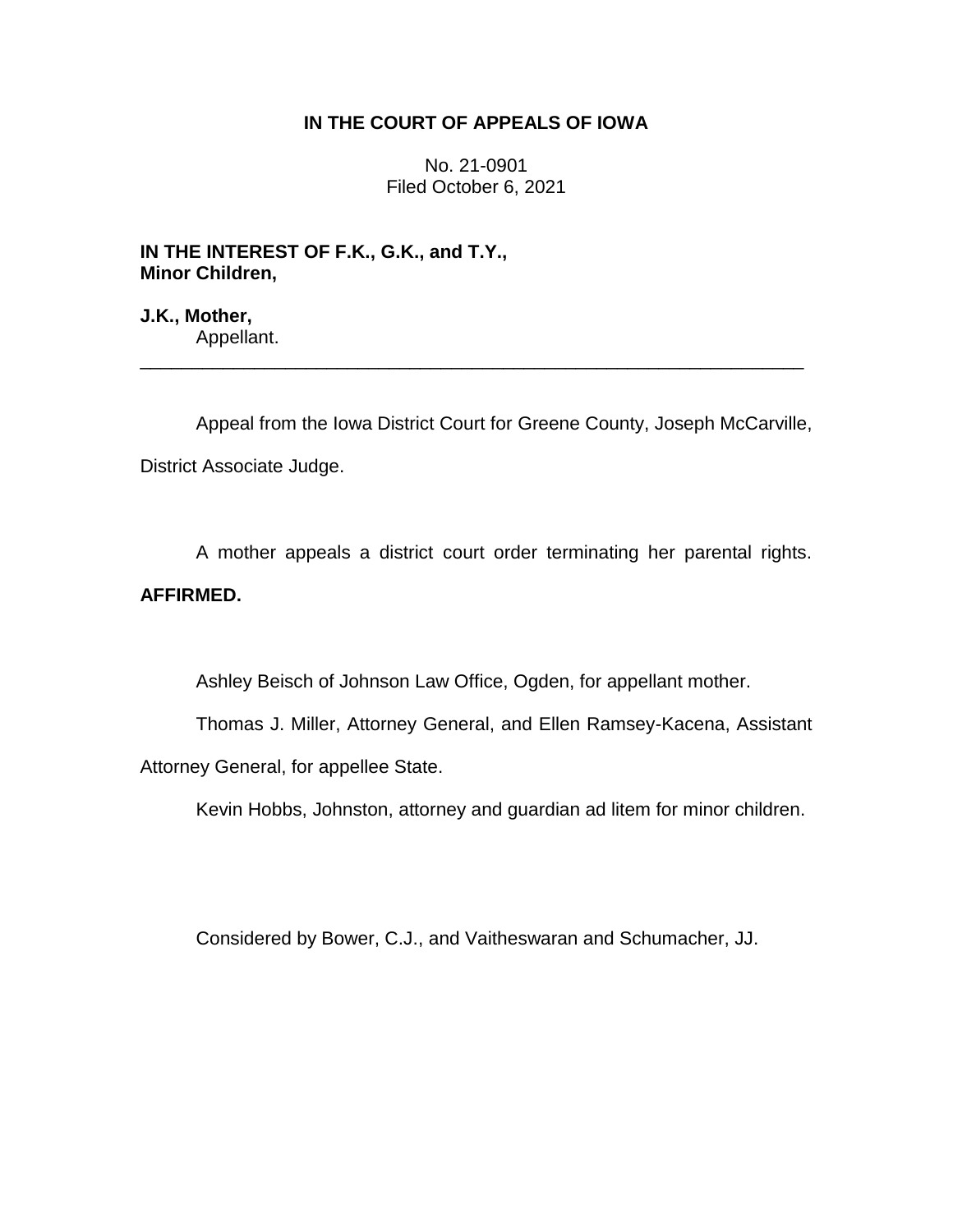**IN THE COURT OF APPEALS OF IOWA**

No. 21-0901
Filed October 6, 2021

**IN THE INTEREST OF F.K., G.K., and T.Y.,**
**Minor Children,**

**J.K., Mother,**
Appellant.

---

Appeal from the Iowa District Court for Greene County, Joseph McCarville, District Associate Judge.

A mother appeals a district court order terminating her parental rights. **AFFIRMED.**

Ashley Beisch of Johnson Law Office, Ogden, for appellant mother.

Thomas J. Miller, Attorney General, and Ellen Ramsey-Kacena, Assistant Attorney General, for appellee State.

Kevin Hobbs, Johnston, attorney and guardian ad litem for minor children.

Considered by Bower, C.J., and Vaitheswaran and Schumacher, JJ.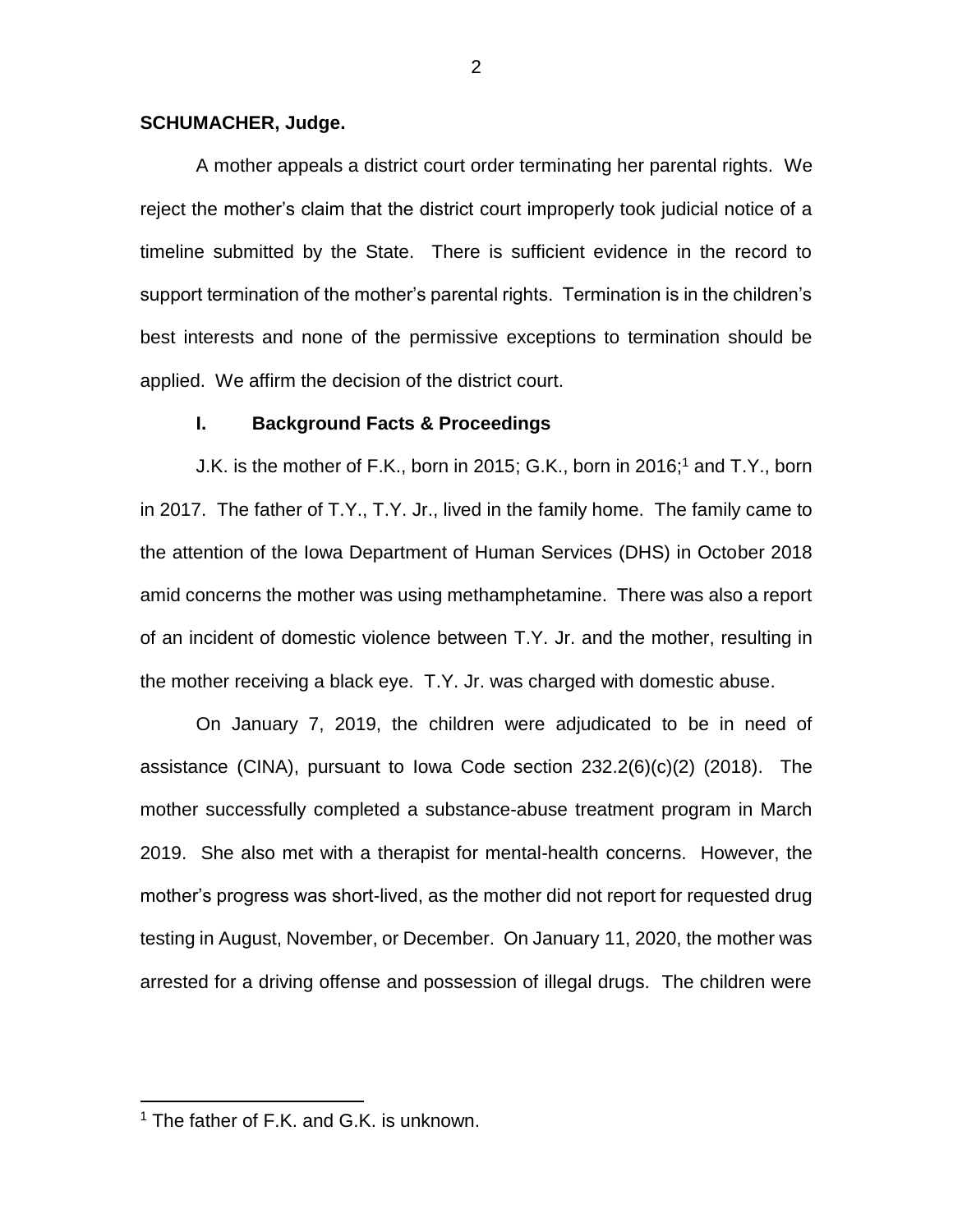**SCHUMACHER, Judge.**

A mother appeals a district court order terminating her parental rights. We reject the mother's claim that the district court improperly took judicial notice of a timeline submitted by the State. There is sufficient evidence in the record to support termination of the mother's parental rights. Termination is in the children's best interests and none of the permissive exceptions to termination should be applied. We affirm the decision of the district court.

## I. Background Facts & Proceedings

J.K. is the mother of F.K., born in 2015; G.K., born in 2016;[1] and T.Y., born in 2017. The father of T.Y., T.Y. Jr., lived in the family home. The family came to the attention of the Iowa Department of Human Services (DHS) in October 2018 amid concerns the mother was using methamphetamine. There was also a report of an incident of domestic violence between T.Y. Jr. and the mother, resulting in the mother receiving a black eye. T.Y. Jr. was charged with domestic abuse.

On January 7, 2019, the children were adjudicated to be in need of assistance (CINA), pursuant to Iowa Code section 232.2(6)(c)(2) (2018). The mother successfully completed a substance-abuse treatment program in March 2019. She also met with a therapist for mental-health concerns. However, the mother's progress was short-lived, as the mother did not report for requested drug testing in August, November, or December. On January 11, 2020, the mother was arrested for a driving offense and possession of illegal drugs. The children were

[1] The father of F.K. and G.K. is unknown.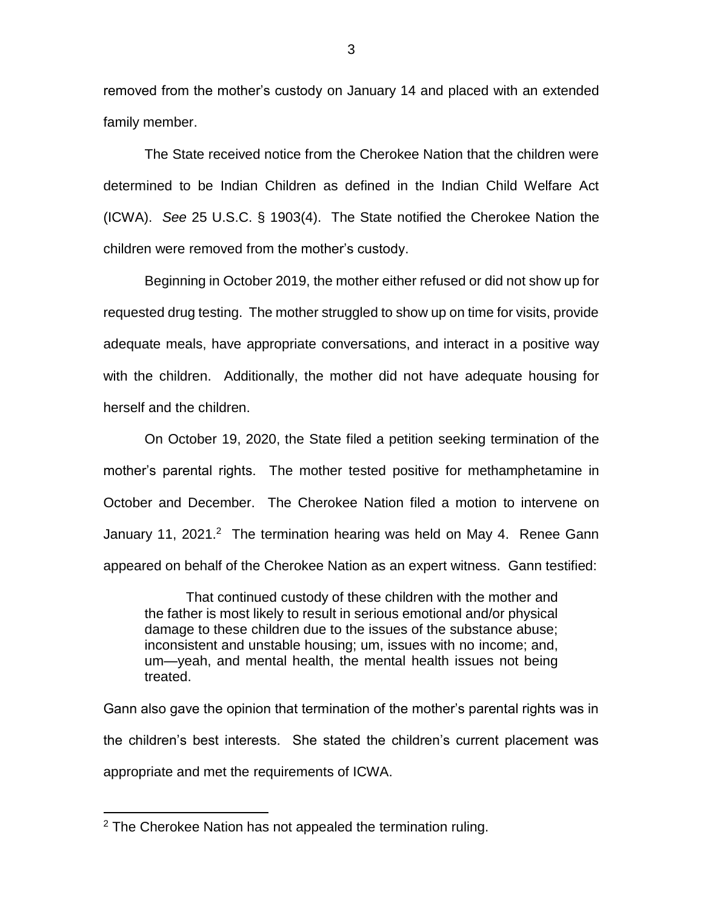removed from the mother's custody on January 14 and placed with an extended family member.

The State received notice from the Cherokee Nation that the children were determined to be Indian Children as defined in the Indian Child Welfare Act (ICWA). *See* 25 U.S.C. § 1903(4). The State notified the Cherokee Nation the children were removed from the mother's custody.

Beginning in October 2019, the mother either refused or did not show up for requested drug testing. The mother struggled to show up on time for visits, provide adequate meals, have appropriate conversations, and interact in a positive way with the children. Additionally, the mother did not have adequate housing for herself and the children.

On October 19, 2020, the State filed a petition seeking termination of the mother's parental rights. The mother tested positive for methamphetamine in October and December. The Cherokee Nation filed a motion to intervene on January 11, 2021.[2] The termination hearing was held on May 4. Renee Gann appeared on behalf of the Cherokee Nation as an expert witness. Gann testified:

> That continued custody of these children with the mother and the father is most likely to result in serious emotional and/or physical damage to these children due to the issues of the substance abuse; inconsistent and unstable housing; um, issues with no income; and, um—yeah, and mental health, the mental health issues not being treated.

Gann also gave the opinion that termination of the mother's parental rights was in the children's best interests. She stated the children's current placement was appropriate and met the requirements of ICWA.

---

[2] The Cherokee Nation has not appealed the termination ruling.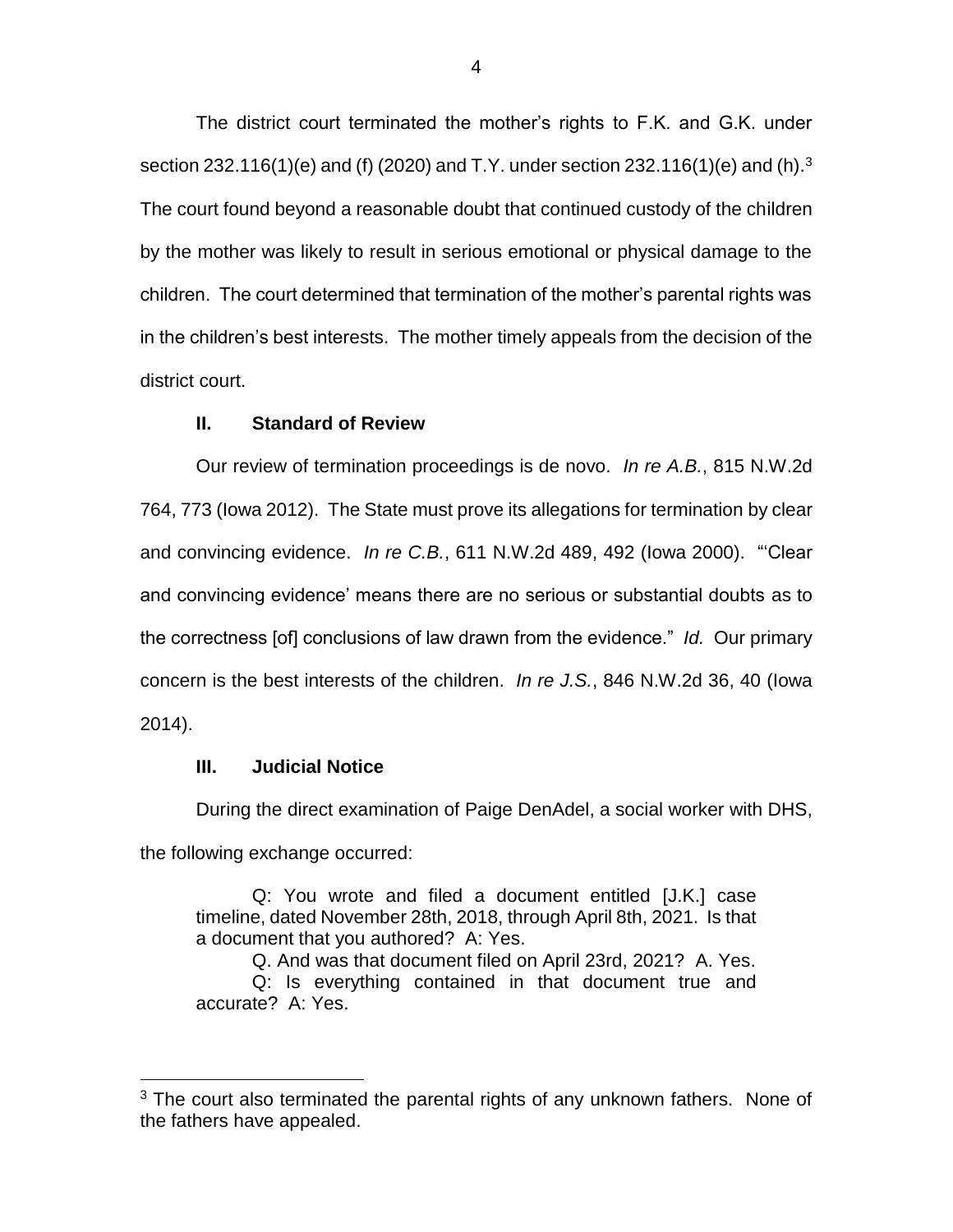The district court terminated the mother's rights to F.K. and G.K. under section 232.116(1)(e) and (f) (2020) and T.Y. under section 232.116(1)(e) and (h).[3] The court found beyond a reasonable doubt that continued custody of the children by the mother was likely to result in serious emotional or physical damage to the children. The court determined that termination of the mother's parental rights was in the children's best interests. The mother timely appeals from the decision of the district court.

## II. Standard of Review

Our review of termination proceedings is de novo. *In re A.B.*, 815 N.W.2d 764, 773 (Iowa 2012). The State must prove its allegations for termination by clear and convincing evidence. *In re C.B.*, 611 N.W.2d 489, 492 (Iowa 2000). "'Clear and convincing evidence' means there are no serious or substantial doubts as to the correctness [of] conclusions of law drawn from the evidence." *Id.* Our primary concern is the best interests of the children. *In re J.S.*, 846 N.W.2d 36, 40 (Iowa 2014).

## III. Judicial Notice

During the direct examination of Paige DenAdel, a social worker with DHS, the following exchange occurred:

> Q: You wrote and filed a document entitled [J.K.] case timeline, dated November 28th, 2018, through April 8th, 2021. Is that a document that you authored? A: Yes.
>
> Q. And was that document filed on April 23rd, 2021? A. Yes.
>
> Q: Is everything contained in that document true and accurate? A: Yes.

---

[3] The court also terminated the parental rights of any unknown fathers. None of the fathers have appealed.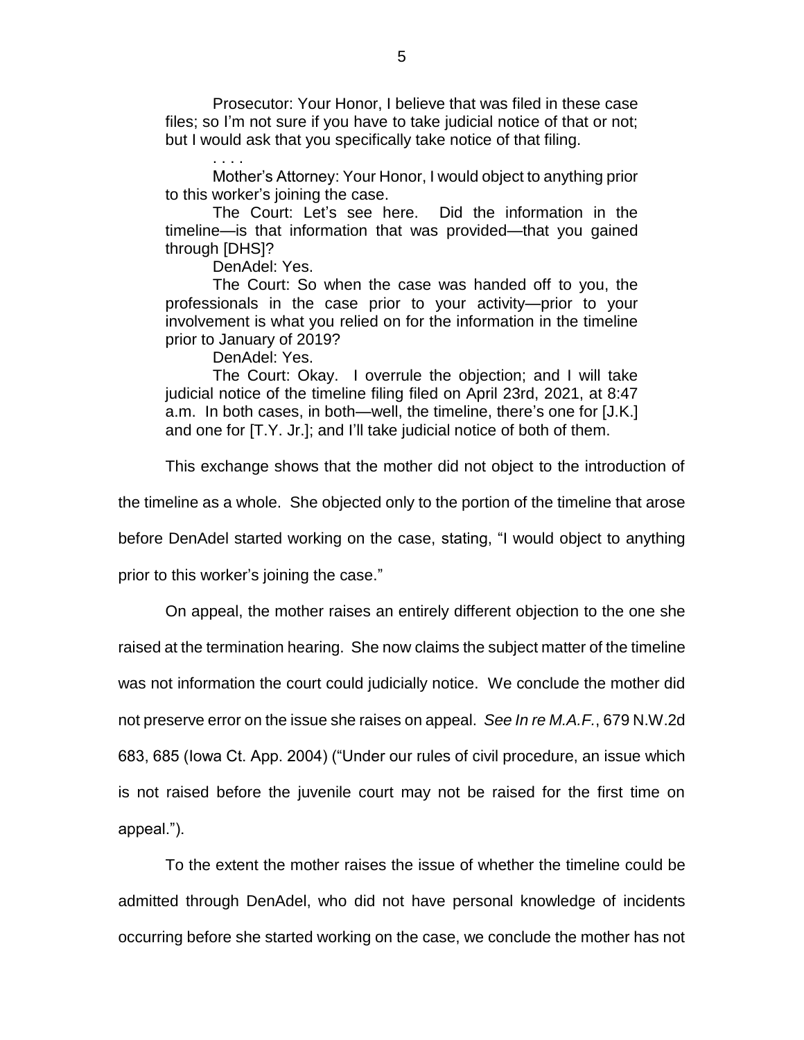Prosecutor: Your Honor, I believe that was filed in these case files; so I'm not sure if you have to take judicial notice of that or not; but I would ask that you specifically take notice of that filing.

. . . .

Mother's Attorney: Your Honor, I would object to anything prior to this worker's joining the case.

The Court: Let's see here. Did the information in the timeline—is that information that was provided—that you gained through [DHS]?

DenAdel: Yes.

The Court: So when the case was handed off to you, the professionals in the case prior to your activity—prior to your involvement is what you relied on for the information in the timeline prior to January of 2019?

DenAdel: Yes.

The Court: Okay. I overrule the objection; and I will take judicial notice of the timeline filing filed on April 23rd, 2021, at 8:47 a.m. In both cases, in both—well, the timeline, there's one for [J.K.] and one for [T.Y. Jr.]; and I'll take judicial notice of both of them.

This exchange shows that the mother did not object to the introduction of the timeline as a whole. She objected only to the portion of the timeline that arose before DenAdel started working on the case, stating, "I would object to anything prior to this worker's joining the case."

On appeal, the mother raises an entirely different objection to the one she raised at the termination hearing. She now claims the subject matter of the timeline was not information the court could judicially notice. We conclude the mother did not preserve error on the issue she raises on appeal. *See In re M.A.F.*, 679 N.W.2d 683, 685 (Iowa Ct. App. 2004) ("Under our rules of civil procedure, an issue which is not raised before the juvenile court may not be raised for the first time on appeal.").

To the extent the mother raises the issue of whether the timeline could be admitted through DenAdel, who did not have personal knowledge of incidents occurring before she started working on the case, we conclude the mother has not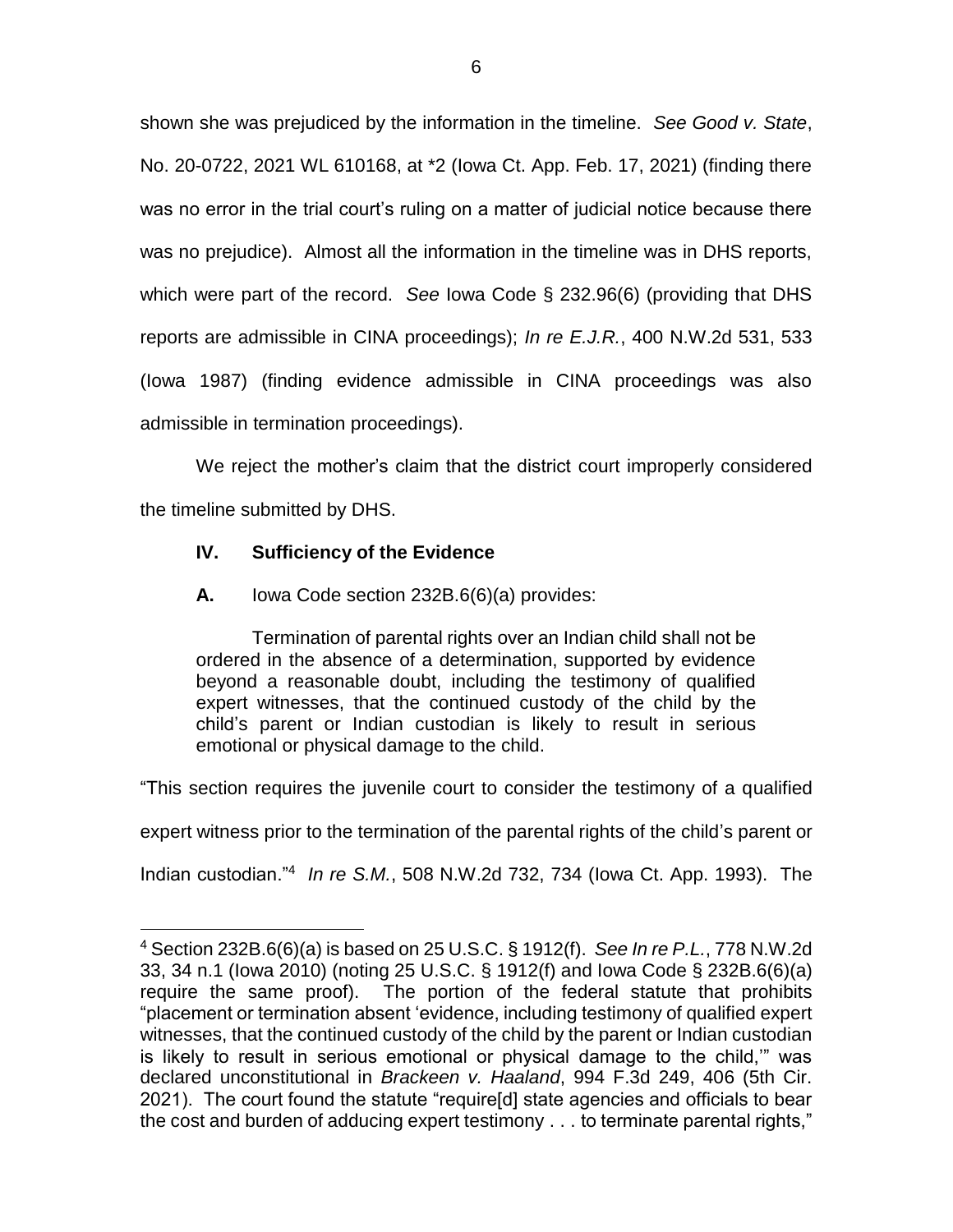shown she was prejudiced by the information in the timeline. *See Good v. State*, No. 20-0722, 2021 WL 610168, at *2 (Iowa Ct. App. Feb. 17, 2021) (finding there was no error in the trial court's ruling on a matter of judicial notice because there was no prejudice). Almost all the information in the timeline was in DHS reports, which were part of the record. *See* Iowa Code § 232.96(6) (providing that DHS reports are admissible in CINA proceedings); *In re E.J.R.*, 400 N.W.2d 531, 533 (Iowa 1987) (finding evidence admissible in CINA proceedings was also admissible in termination proceedings).

We reject the mother's claim that the district court improperly considered the timeline submitted by DHS.

## IV. Sufficiency of the Evidence

**A.** Iowa Code section 232B.6(6)(a) provides:

> Termination of parental rights over an Indian child shall not be ordered in the absence of a determination, supported by evidence beyond a reasonable doubt, including the testimony of qualified expert witnesses, that the continued custody of the child by the child's parent or Indian custodian is likely to result in serious emotional or physical damage to the child.

"This section requires the juvenile court to consider the testimony of a qualified expert witness prior to the termination of the parental rights of the child's parent or Indian custodian."[4] *In re S.M.*, 508 N.W.2d 732, 734 (Iowa Ct. App. 1993). The

---

[4] Section 232B.6(6)(a) is based on 25 U.S.C. § 1912(f). *See In re P.L.*, 778 N.W.2d 33, 34 n.1 (Iowa 2010) (noting 25 U.S.C. § 1912(f) and Iowa Code § 232B.6(6)(a) require the same proof). The portion of the federal statute that prohibits "placement or termination absent 'evidence, including testimony of qualified expert witnesses, that the continued custody of the child by the parent or Indian custodian is likely to result in serious emotional or physical damage to the child,'" was declared unconstitutional in *Brackeen v. Haaland*, 994 F.3d 249, 406 (5th Cir. 2021). The court found the statute "require[d] state agencies and officials to bear the cost and burden of adducing expert testimony . . . to terminate parental rights,"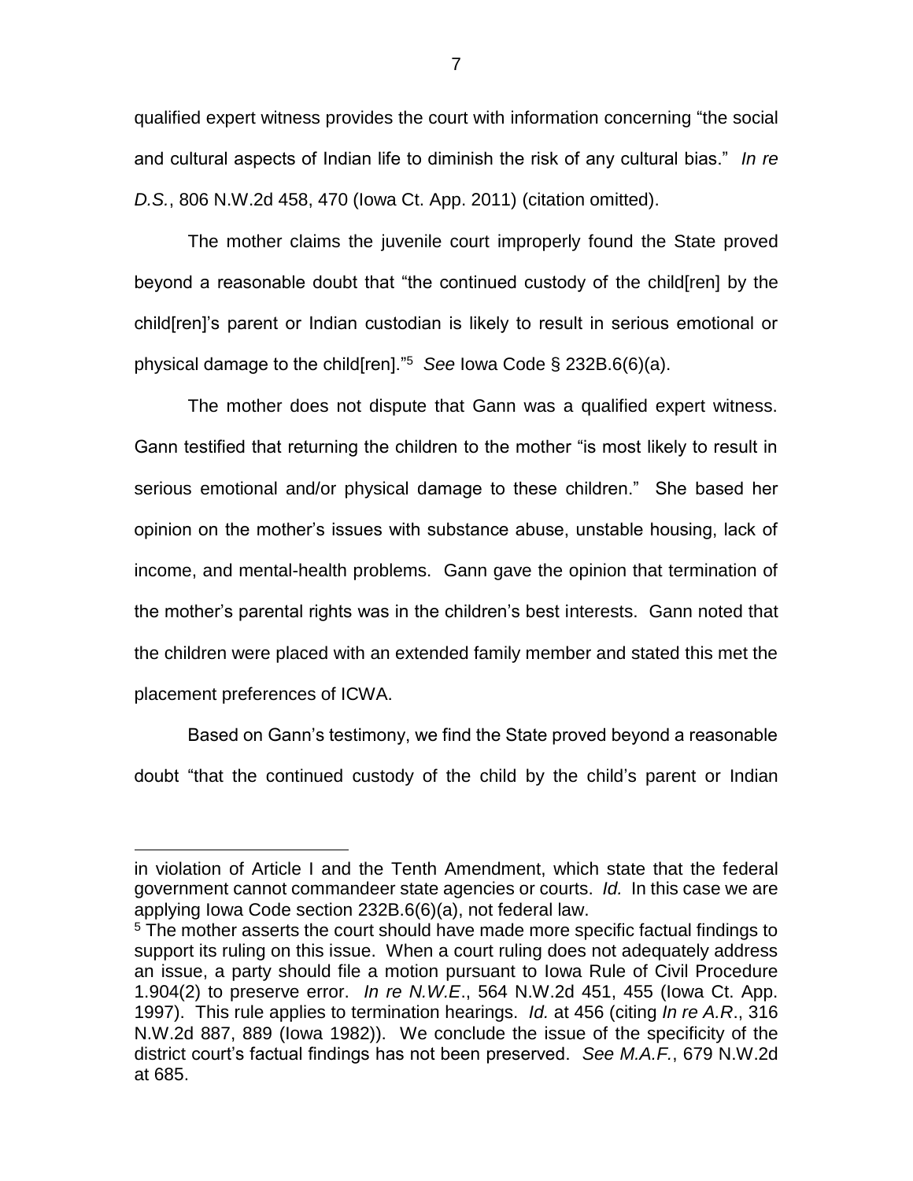qualified expert witness provides the court with information concerning "the social and cultural aspects of Indian life to diminish the risk of any cultural bias." *In re D.S.*, 806 N.W.2d 458, 470 (Iowa Ct. App. 2011) (citation omitted).

The mother claims the juvenile court improperly found the State proved beyond a reasonable doubt that "the continued custody of the child[ren] by the child[ren]'s parent or Indian custodian is likely to result in serious emotional or physical damage to the child[ren]."[5] *See* Iowa Code § 232B.6(6)(a).

The mother does not dispute that Gann was a qualified expert witness. Gann testified that returning the children to the mother "is most likely to result in serious emotional and/or physical damage to these children." She based her opinion on the mother's issues with substance abuse, unstable housing, lack of income, and mental-health problems. Gann gave the opinion that termination of the mother's parental rights was in the children's best interests. Gann noted that the children were placed with an extended family member and stated this met the placement preferences of ICWA.

Based on Gann's testimony, we find the State proved beyond a reasonable doubt "that the continued custody of the child by the child's parent or Indian

---

in violation of Article I and the Tenth Amendment, which state that the federal government cannot commandeer state agencies or courts. *Id.* In this case we are applying Iowa Code section 232B.6(6)(a), not federal law.

[5] The mother asserts the court should have made more specific factual findings to support its ruling on this issue. When a court ruling does not adequately address an issue, a party should file a motion pursuant to Iowa Rule of Civil Procedure 1.904(2) to preserve error. *In re N.W.E*., 564 N.W.2d 451, 455 (Iowa Ct. App. 1997). This rule applies to termination hearings. *Id.* at 456 (citing *In re A.R*., 316 N.W.2d 887, 889 (Iowa 1982)). We conclude the issue of the specificity of the district court's factual findings has not been preserved. *See M.A.F.*, 679 N.W.2d at 685.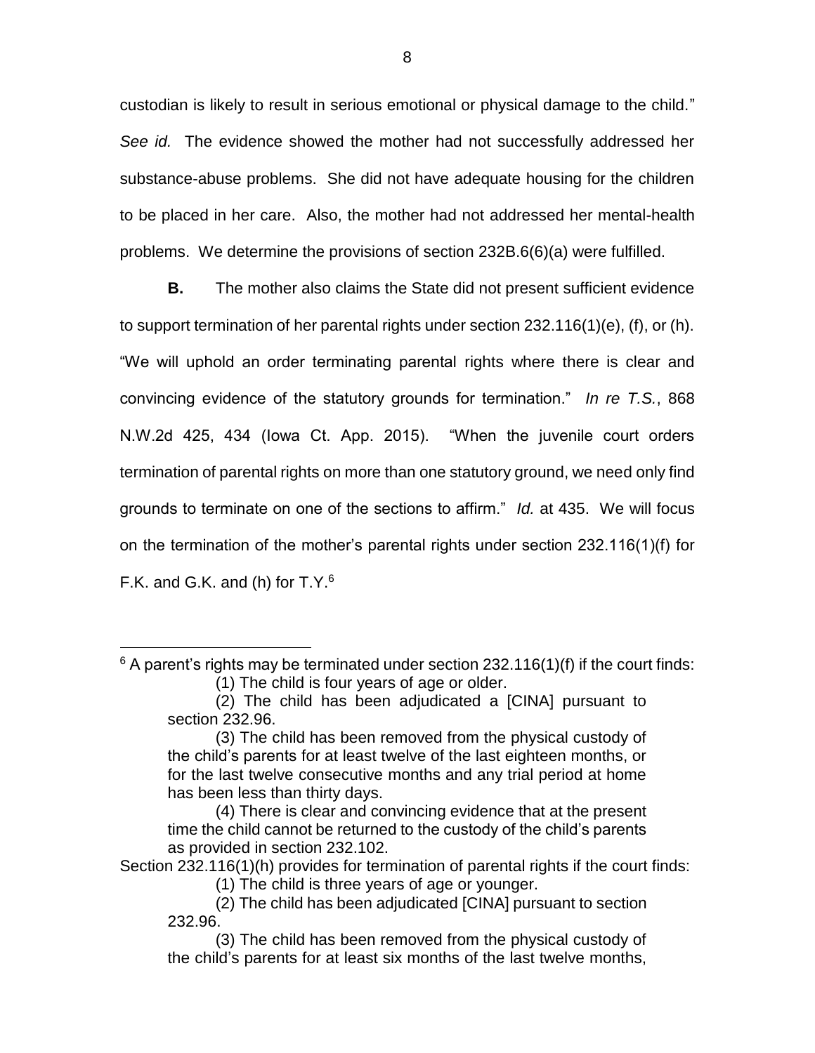custodian is likely to result in serious emotional or physical damage to the child." *See id.* The evidence showed the mother had not successfully addressed her substance-abuse problems. She did not have adequate housing for the children to be placed in her care. Also, the mother had not addressed her mental-health problems. We determine the provisions of section 232B.6(6)(a) were fulfilled.

**B.** The mother also claims the State did not present sufficient evidence to support termination of her parental rights under section 232.116(1)(e), (f), or (h). "We will uphold an order terminating parental rights where there is clear and convincing evidence of the statutory grounds for termination." *In re T.S.*, 868 N.W.2d 425, 434 (Iowa Ct. App. 2015). "When the juvenile court orders termination of parental rights on more than one statutory ground, we need only find grounds to terminate on one of the sections to affirm." *Id.* at 435. We will focus on the termination of the mother's parental rights under section 232.116(1)(f) for F.K. and G.K. and (h) for T.Y.[6]

---

[6] A parent's rights may be terminated under section 232.116(1)(f) if the court finds:

> (1) The child is four years of age or older.
>
> (2) The child has been adjudicated a [CINA] pursuant to section 232.96.
>
> (3) The child has been removed from the physical custody of the child's parents for at least twelve of the last eighteen months, or for the last twelve consecutive months and any trial period at home has been less than thirty days.
>
> (4) There is clear and convincing evidence that at the present time the child cannot be returned to the custody of the child's parents as provided in section 232.102.

Section 232.116(1)(h) provides for termination of parental rights if the court finds:

> (1) The child is three years of age or younger.
>
> (2) The child has been adjudicated [CINA] pursuant to section 232.96.
>
> (3) The child has been removed from the physical custody of the child's parents for at least six months of the last twelve months,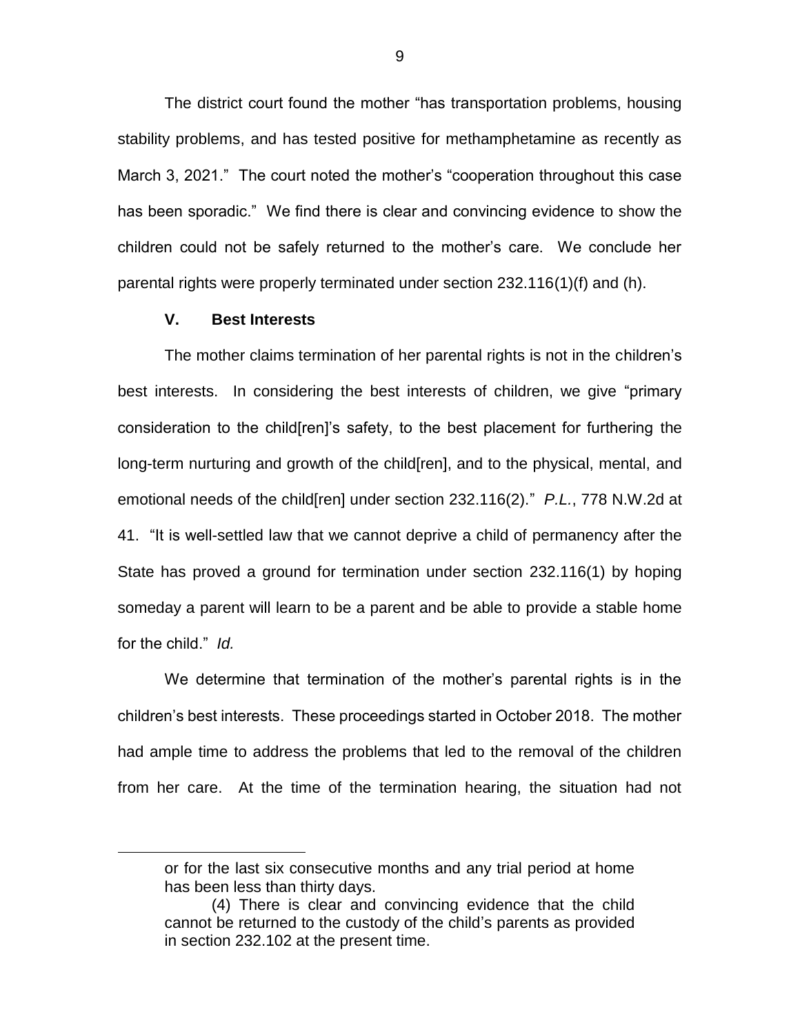The district court found the mother "has transportation problems, housing stability problems, and has tested positive for methamphetamine as recently as March 3, 2021." The court noted the mother's "cooperation throughout this case has been sporadic." We find there is clear and convincing evidence to show the children could not be safely returned to the mother's care. We conclude her parental rights were properly terminated under section 232.116(1)(f) and (h).

### V. Best Interests

The mother claims termination of her parental rights is not in the children's best interests. In considering the best interests of children, we give "primary consideration to the child[ren]'s safety, to the best placement for furthering the long-term nurturing and growth of the child[ren], and to the physical, mental, and emotional needs of the child[ren] under section 232.116(2)." *P.L.*, 778 N.W.2d at 41. "It is well-settled law that we cannot deprive a child of permanency after the State has proved a ground for termination under section 232.116(1) by hoping someday a parent will learn to be a parent and be able to provide a stable home for the child." *Id.*

We determine that termination of the mother's parental rights is in the children's best interests. These proceedings started in October 2018. The mother had ample time to address the problems that led to the removal of the children from her care. At the time of the termination hearing, the situation had not

---

> or for the last six consecutive months and any trial period at home has been less than thirty days.
>
> (4) There is clear and convincing evidence that the child cannot be returned to the custody of the child's parents as provided in section 232.102 at the present time.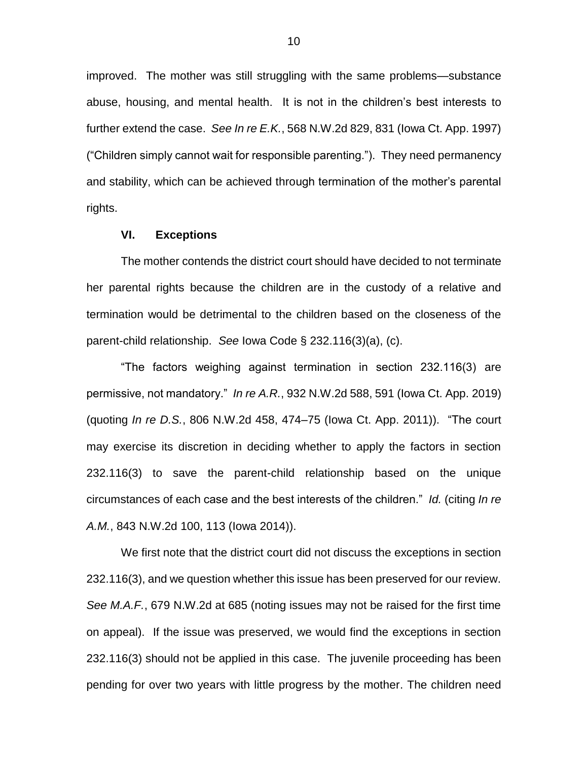improved. The mother was still struggling with the same problems—substance abuse, housing, and mental health. It is not in the children's best interests to further extend the case. *See In re E.K.*, 568 N.W.2d 829, 831 (Iowa Ct. App. 1997) ("Children simply cannot wait for responsible parenting."). They need permanency and stability, which can be achieved through termination of the mother's parental rights.

## VI. Exceptions

The mother contends the district court should have decided to not terminate her parental rights because the children are in the custody of a relative and termination would be detrimental to the children based on the closeness of the parent-child relationship. *See* Iowa Code § 232.116(3)(a), (c).

"The factors weighing against termination in section 232.116(3) are permissive, not mandatory." *In re A.R.*, 932 N.W.2d 588, 591 (Iowa Ct. App. 2019) (quoting *In re D.S.*, 806 N.W.2d 458, 474–75 (Iowa Ct. App. 2011)). "The court may exercise its discretion in deciding whether to apply the factors in section 232.116(3) to save the parent-child relationship based on the unique circumstances of each case and the best interests of the children." *Id.* (citing *In re A.M.*, 843 N.W.2d 100, 113 (Iowa 2014)).

We first note that the district court did not discuss the exceptions in section 232.116(3), and we question whether this issue has been preserved for our review. *See M.A.F.*, 679 N.W.2d at 685 (noting issues may not be raised for the first time on appeal). If the issue was preserved, we would find the exceptions in section 232.116(3) should not be applied in this case. The juvenile proceeding has been pending for over two years with little progress by the mother. The children need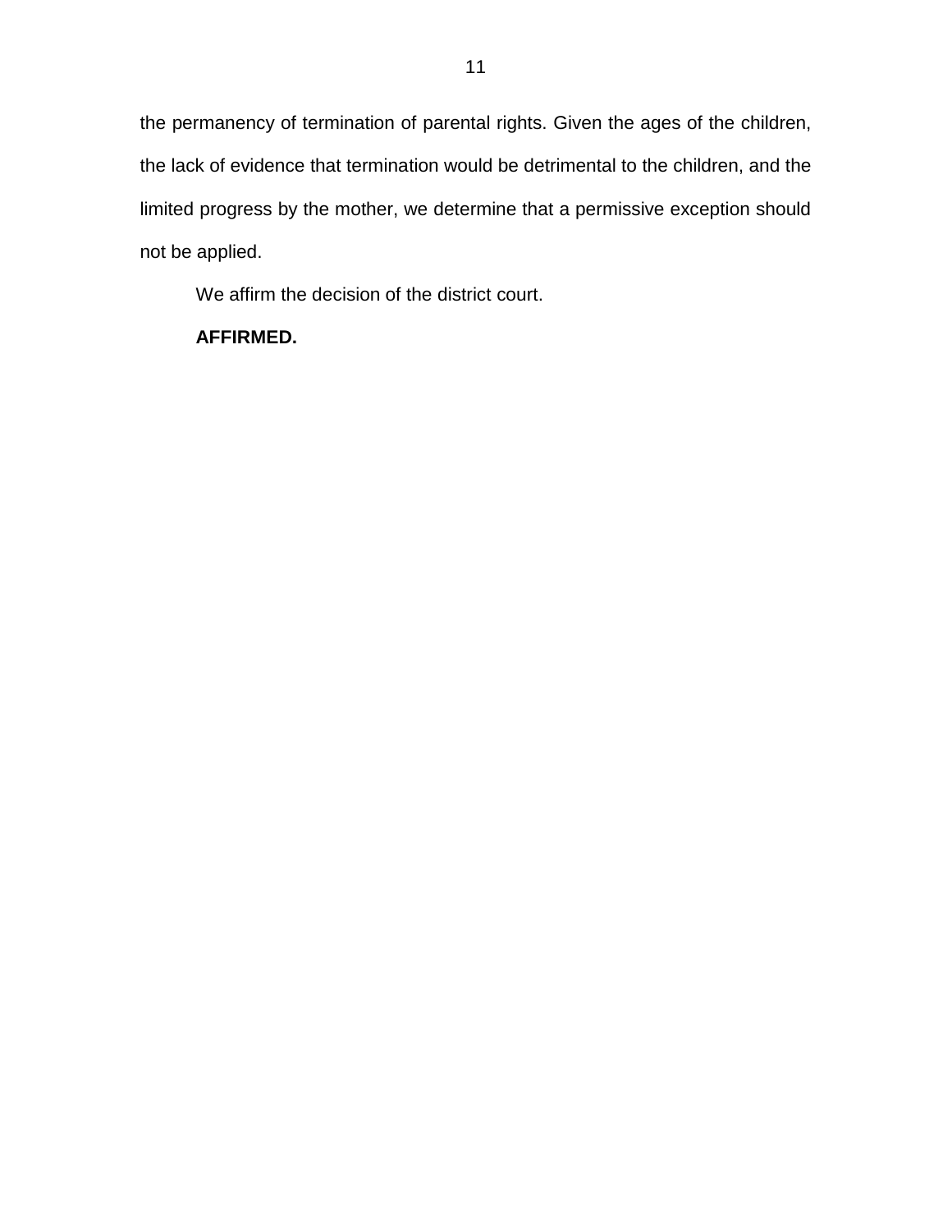the permanency of termination of parental rights. Given the ages of the children, the lack of evidence that termination would be detrimental to the children, and the limited progress by the mother, we determine that a permissive exception should not be applied.

We affirm the decision of the district court.

**AFFIRMED.**